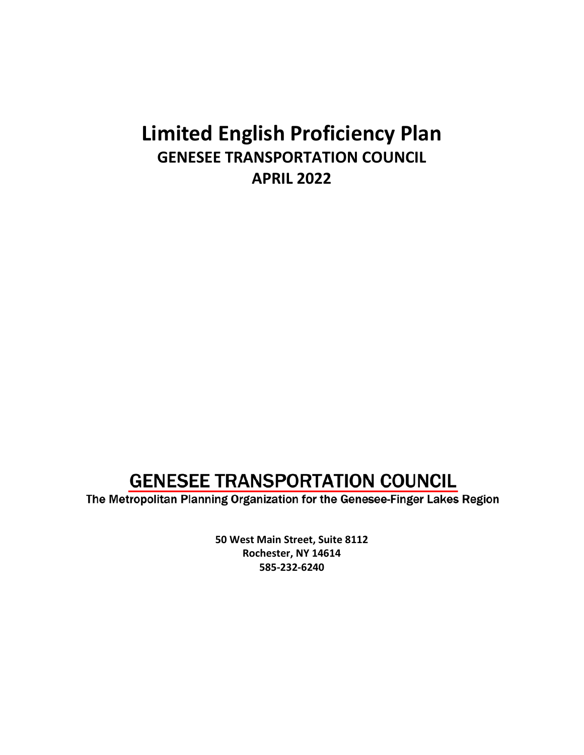# Limited English Proficiency Plan

## GENESEE TRANSPORTATION COUNCIL

## APRIL 2022

## GENESEE TRANSPORTATION COUNCIL

The Metropolitan Planning Organization for the Genesee-Finger Lakes Region

**50 West Main Street, Suite 8112**
**Rochester, NY 14614**
**585-232-6240**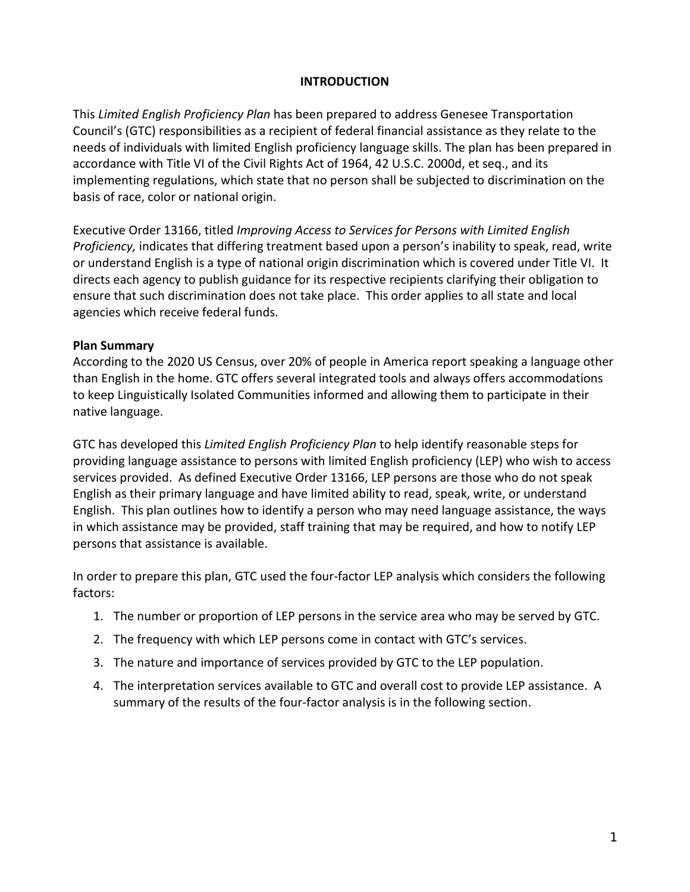# INTRODUCTION

This *Limited English Proficiency Plan* has been prepared to address Genesee Transportation Council's (GTC) responsibilities as a recipient of federal financial assistance as they relate to the needs of individuals with limited English proficiency language skills. The plan has been prepared in accordance with Title VI of the Civil Rights Act of 1964, 42 U.S.C. 2000d, et seq., and its implementing regulations, which state that no person shall be subjected to discrimination on the basis of race, color or national origin.

Executive Order 13166, titled *Improving Access to Services for Persons with Limited English Proficiency,* indicates that differing treatment based upon a person's inability to speak, read, write or understand English is a type of national origin discrimination which is covered under Title VI. It directs each agency to publish guidance for its respective recipients clarifying their obligation to ensure that such discrimination does not take place. This order applies to all state and local agencies which receive federal funds.

**Plan Summary**

According to the 2020 US Census, over 20% of people in America report speaking a language other than English in the home. GTC offers several integrated tools and always offers accommodations to keep Linguistically Isolated Communities informed and allowing them to participate in their native language.

GTC has developed this *Limited English Proficiency Plan* to help identify reasonable steps for providing language assistance to persons with limited English proficiency (LEP) who wish to access services provided. As defined Executive Order 13166, LEP persons are those who do not speak English as their primary language and have limited ability to read, speak, write, or understand English. This plan outlines how to identify a person who may need language assistance, the ways in which assistance may be provided, staff training that may be required, and how to notify LEP persons that assistance is available.

In order to prepare this plan, GTC used the four-factor LEP analysis which considers the following factors:

1. The number or proportion of LEP persons in the service area who may be served by GTC.
2. The frequency with which LEP persons come in contact with GTC's services.
3. The nature and importance of services provided by GTC to the LEP population.
4. The interpretation services available to GTC and overall cost to provide LEP assistance. A summary of the results of the four-factor analysis is in the following section.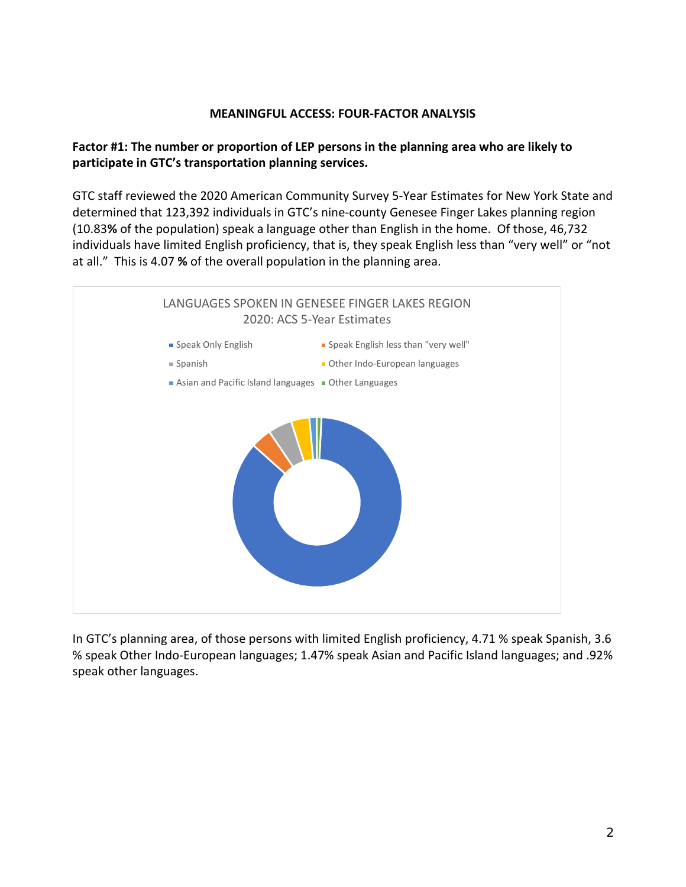**MEANINGFUL ACCESS: FOUR-FACTOR ANALYSIS**

**Factor #1: The number or proportion of LEP persons in the planning area who are likely to participate in GTC's transportation planning services.**

GTC staff reviewed the 2020 American Community Survey 5-Year Estimates for New York State and determined that 123,392 individuals in GTC's nine-county Genesee Finger Lakes planning region (10.83**%** of the population) speak a language other than English in the home. Of those, 46,732 individuals have limited English proficiency, that is, they speak English less than "very well" or "not at all." This is 4.07 **%** of the overall population in the planning area.

LANGUAGES SPOKEN IN GENESEE FINGER LAKES REGION
2020: ACS 5-Year Estimates

- Speak Only English
- Speak English less than "very well"
- Spanish
- Other Indo-European languages
- Asian and Pacific Island languages
- Other Languages

In GTC's planning area, of those persons with limited English proficiency, 4.71 % speak Spanish, 3.6 % speak Other Indo-European languages; 1.47% speak Asian and Pacific Island languages; and .92% speak other languages.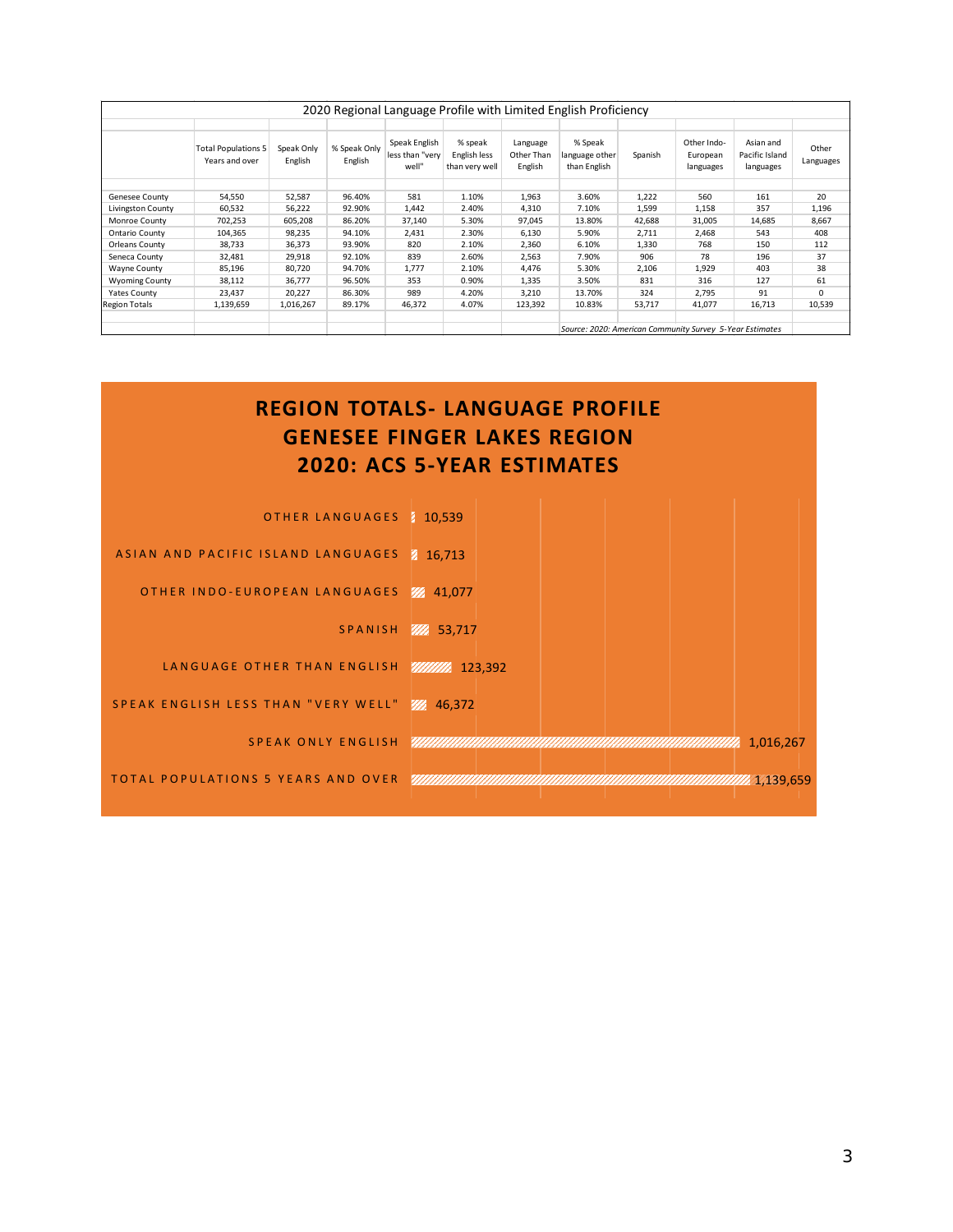## 2020 Regional Language Profile with Limited English Proficiency

| | Total Populations 5 Years and over | Speak Only English | % Speak Only English | Speak English less than "very well" | % speak English less than very well | Language Other Than English | % Speak language other than English | Spanish | Other Indo-European languages | Asian and Pacific Island languages | Other Languages |
|---|---|---|---|---|---|---|---|---|---|---|---|
| Genesee County | 54,550 | 52,587 | 96.40% | 581 | 1.10% | 1,963 | 3.60% | 1,222 | 560 | 161 | 20 |
| Livingston County | 60,532 | 56,222 | 92.90% | 1,442 | 2.40% | 4,310 | 7.10% | 1,599 | 1,158 | 357 | 1,196 |
| Monroe County | 702,253 | 605,208 | 86.20% | 37,140 | 5.30% | 97,045 | 13.80% | 42,688 | 31,005 | 14,685 | 8,667 |
| Ontario County | 104,365 | 98,235 | 94.10% | 2,431 | 2.30% | 6,130 | 5.90% | 2,711 | 2,468 | 543 | 408 |
| Orleans County | 38,733 | 36,373 | 93.90% | 820 | 2.10% | 2,360 | 6.10% | 1,330 | 768 | 150 | 112 |
| Seneca County | 32,481 | 29,918 | 92.10% | 839 | 2.60% | 2,563 | 7.90% | 906 | 78 | 196 | 37 |
| Wayne County | 85,196 | 80,720 | 94.70% | 1,777 | 2.10% | 4,476 | 5.30% | 2,106 | 1,929 | 403 | 38 |
| Wyoming County | 38,112 | 36,777 | 96.50% | 353 | 0.90% | 1,335 | 3.50% | 831 | 316 | 127 | 61 |
| Yates County | 23,437 | 20,227 | 86.30% | 989 | 4.20% | 3,210 | 13.70% | 324 | 2,795 | 91 | 0 |
| Region Totals | 1,139,659 | 1,016,267 | 89.17% | 46,372 | 4.07% | 123,392 | 10.83% | 53,717 | 41,077 | 16,713 | 10,539 |

*Source: 2020: American Community Survey 5-Year Estimates*

## REGION TOTALS- LANGUAGE PROFILE GENESEE FINGER LAKES REGION 2020: ACS 5-YEAR ESTIMATES

| Category | Value |
|---|---|
| OTHER LANGUAGES | 10,539 |
| ASIAN AND PACIFIC ISLAND LANGUAGES | 16,713 |
| OTHER INDO-EUROPEAN LANGUAGES | 41,077 |
| SPANISH | 53,717 |
| LANGUAGE OTHER THAN ENGLISH | 123,392 |
| SPEAK ENGLISH LESS THAN "VERY WELL" | 46,372 |
| SPEAK ONLY ENGLISH | 1,016,267 |
| TOTAL POPULATIONS 5 YEARS AND OVER | 1,139,659 |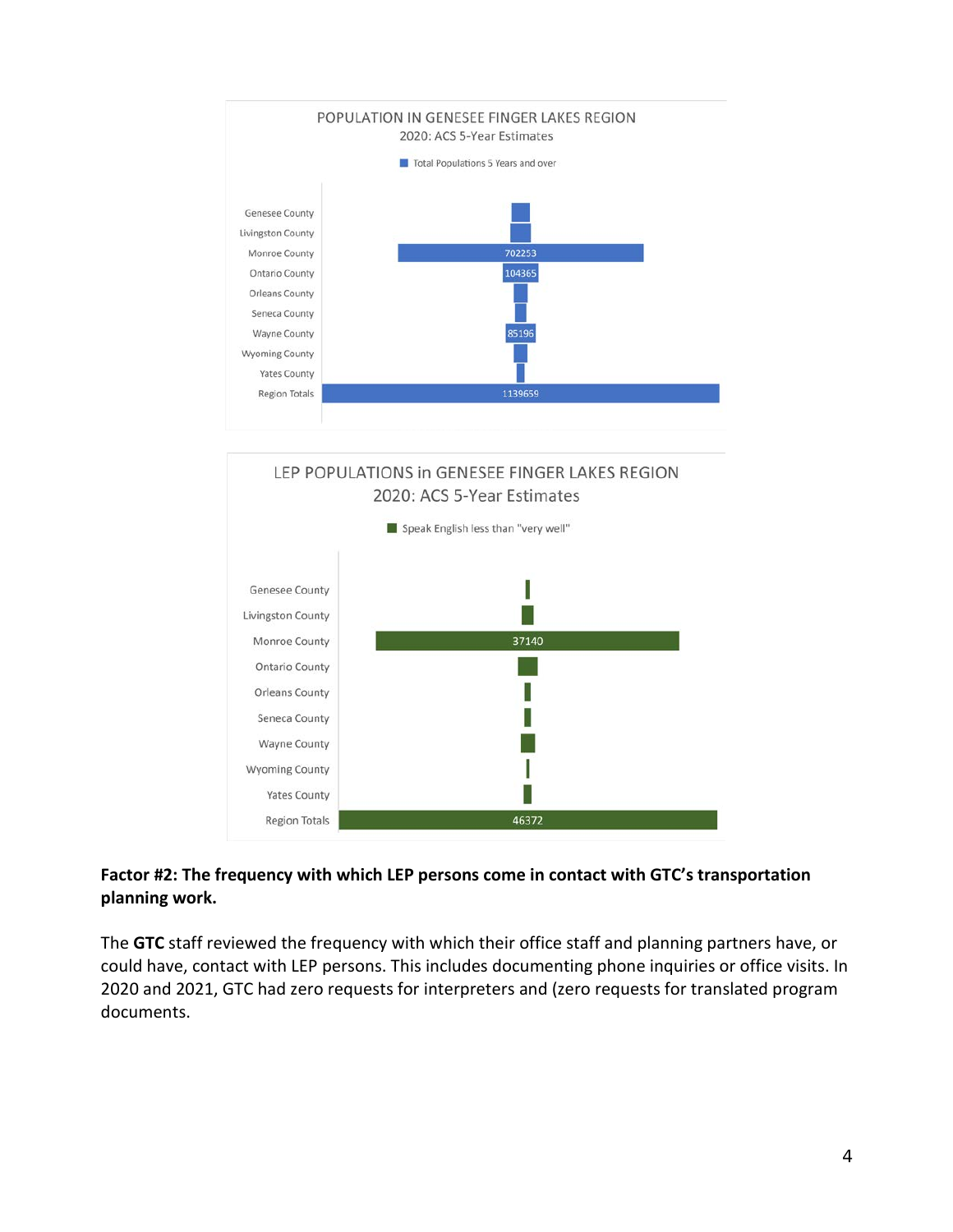POPULATION IN GENESEE FINGER LAKES REGION
2020: ACS 5-Year Estimates

Total Populations 5 Years and over

| County | Total Populations 5 Years and over |
| --- | --- |
| Genesee County | |
| Livingston County | |
| Monroe County | 702253 |
| Ontario County | 104365 |
| Orleans County | |
| Seneca County | |
| Wayne County | 85196 |
| Wyoming County | |
| Yates County | |
| Region Totals | 1139659 |

LEP POPULATIONS in GENESEE FINGER LAKES REGION
2020: ACS 5-Year Estimates

Speak English less than "very well"

| County | Speak English less than "very well" |
| --- | --- |
| Genesee County | |
| Livingston County | |
| Monroe County | 37140 |
| Ontario County | |
| Orleans County | |
| Seneca County | |
| Wayne County | |
| Wyoming County | |
| Yates County | |
| Region Totals | 46372 |

**Factor #2: The frequency with which LEP persons come in contact with GTC's transportation planning work.**

The **GTC** staff reviewed the frequency with which their office staff and planning partners have, or could have, contact with LEP persons. This includes documenting phone inquiries or office visits. In 2020 and 2021, GTC had zero requests for interpreters and (zero requests for translated program documents.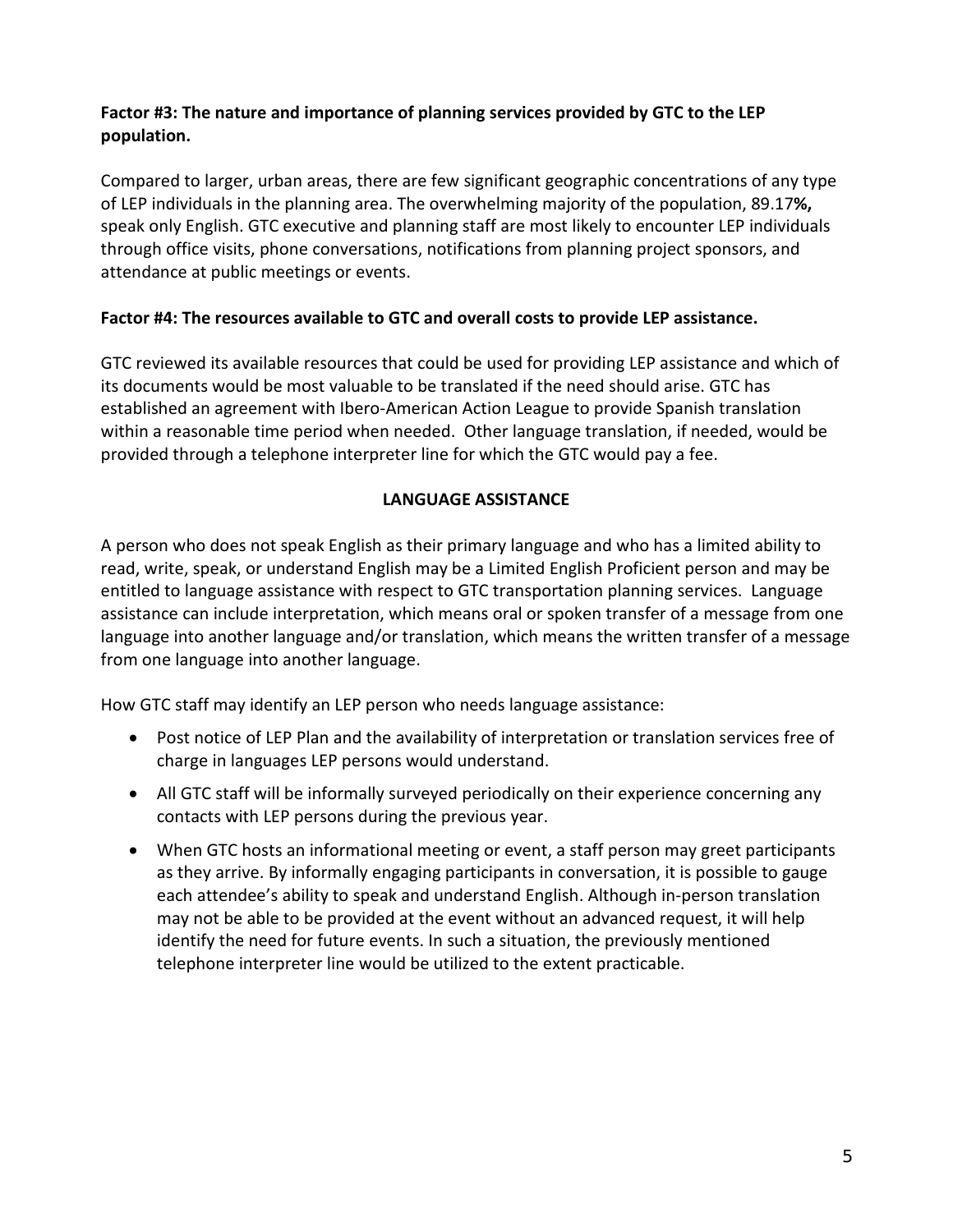**Factor #3: The nature and importance of planning services provided by GTC to the LEP population.**

Compared to larger, urban areas, there are few significant geographic concentrations of any type of LEP individuals in the planning area. The overwhelming majority of the population, 89.17**%,** speak only English. GTC executive and planning staff are most likely to encounter LEP individuals through office visits, phone conversations, notifications from planning project sponsors, and attendance at public meetings or events.

**Factor #4: The resources available to GTC and overall costs to provide LEP assistance.**

GTC reviewed its available resources that could be used for providing LEP assistance and which of its documents would be most valuable to be translated if the need should arise. GTC has established an agreement with Ibero-American Action League to provide Spanish translation within a reasonable time period when needed. Other language translation, if needed, would be provided through a telephone interpreter line for which the GTC would pay a fee.

## LANGUAGE ASSISTANCE

A person who does not speak English as their primary language and who has a limited ability to read, write, speak, or understand English may be a Limited English Proficient person and may be entitled to language assistance with respect to GTC transportation planning services. Language assistance can include interpretation, which means oral or spoken transfer of a message from one language into another language and/or translation, which means the written transfer of a message from one language into another language.

How GTC staff may identify an LEP person who needs language assistance:

- Post notice of LEP Plan and the availability of interpretation or translation services free of charge in languages LEP persons would understand.
- All GTC staff will be informally surveyed periodically on their experience concerning any contacts with LEP persons during the previous year.
- When GTC hosts an informational meeting or event, a staff person may greet participants as they arrive. By informally engaging participants in conversation, it is possible to gauge each attendee's ability to speak and understand English. Although in-person translation may not be able to be provided at the event without an advanced request, it will help identify the need for future events. In such a situation, the previously mentioned telephone interpreter line would be utilized to the extent practicable.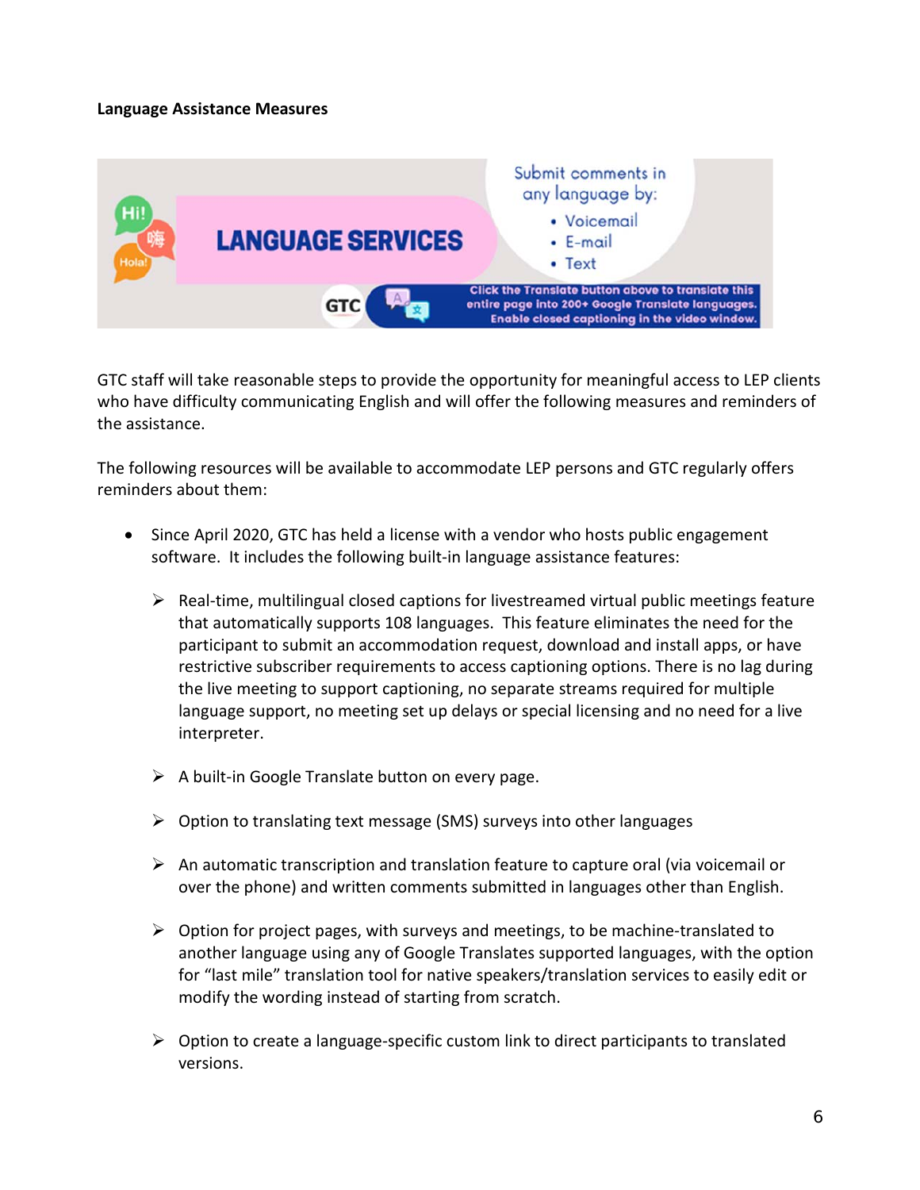**Language Assistance Measures**

GTC staff will take reasonable steps to provide the opportunity for meaningful access to LEP clients who have difficulty communicating English and will offer the following measures and reminders of the assistance.

The following resources will be available to accommodate LEP persons and GTC regularly offers reminders about them:

- Since April 2020, GTC has held a license with a vendor who hosts public engagement software. It includes the following built-in language assistance features:
  - Real-time, multilingual closed captions for livestreamed virtual public meetings feature that automatically supports 108 languages. This feature eliminates the need for the participant to submit an accommodation request, download and install apps, or have restrictive subscriber requirements to access captioning options. There is no lag during the live meeting to support captioning, no separate streams required for multiple language support, no meeting set up delays or special licensing and no need for a live interpreter.
  - A built-in Google Translate button on every page.
  - Option to translating text message (SMS) surveys into other languages
  - An automatic transcription and translation feature to capture oral (via voicemail or over the phone) and written comments submitted in languages other than English.
  - Option for project pages, with surveys and meetings, to be machine-translated to another language using any of Google Translates supported languages, with the option for "last mile" translation tool for native speakers/translation services to easily edit or modify the wording instead of starting from scratch.
  - Option to create a language-specific custom link to direct participants to translated versions.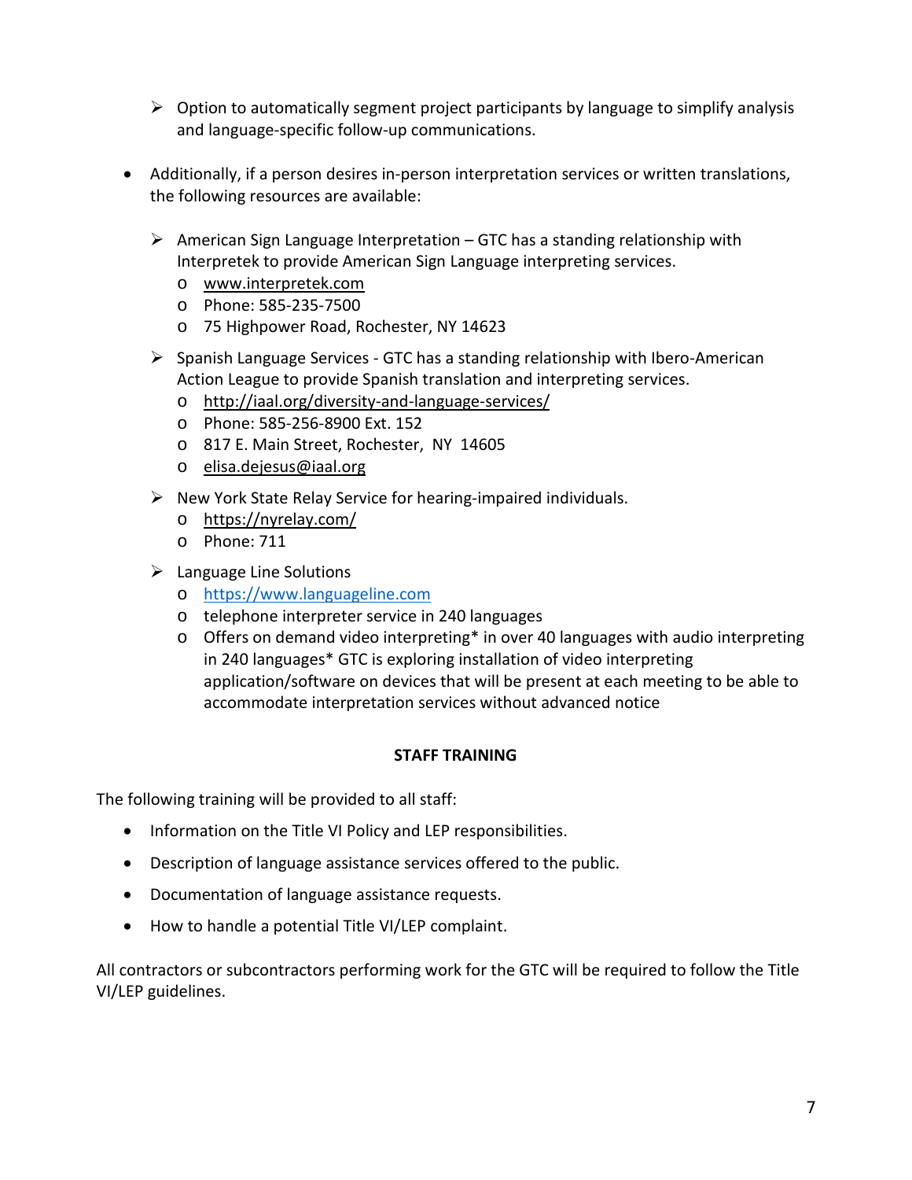- Option to automatically segment project participants by language to simplify analysis and language-specific follow-up communications.

- Additionally, if a person desires in-person interpretation services or written translations, the following resources are available:

   - American Sign Language Interpretation – GTC has a standing relationship with Interpretek to provide American Sign Language interpreting services.
      - www.interpretek.com
      - Phone: 585-235-7500
      - 75 Highpower Road, Rochester, NY 14623
   - Spanish Language Services - GTC has a standing relationship with Ibero-American Action League to provide Spanish translation and interpreting services.
      - http://iaal.org/diversity-and-language-services/
      - Phone: 585-256-8900 Ext. 152
      - 817 E. Main Street, Rochester, NY 14605
      - elisa.dejesus@iaal.org
   - New York State Relay Service for hearing-impaired individuals.
      - https://nyrelay.com/
      - Phone: 711
   - Language Line Solutions
      - https://www.languageline.com
      - telephone interpreter service in 240 languages
      - Offers on demand video interpreting* in over 40 languages with audio interpreting in 240 languages* GTC is exploring installation of video interpreting application/software on devices that will be present at each meeting to be able to accommodate interpretation services without advanced notice

## STAFF TRAINING

The following training will be provided to all staff:

- Information on the Title VI Policy and LEP responsibilities.
- Description of language assistance services offered to the public.
- Documentation of language assistance requests.
- How to handle a potential Title VI/LEP complaint.

All contractors or subcontractors performing work for the GTC will be required to follow the Title VI/LEP guidelines.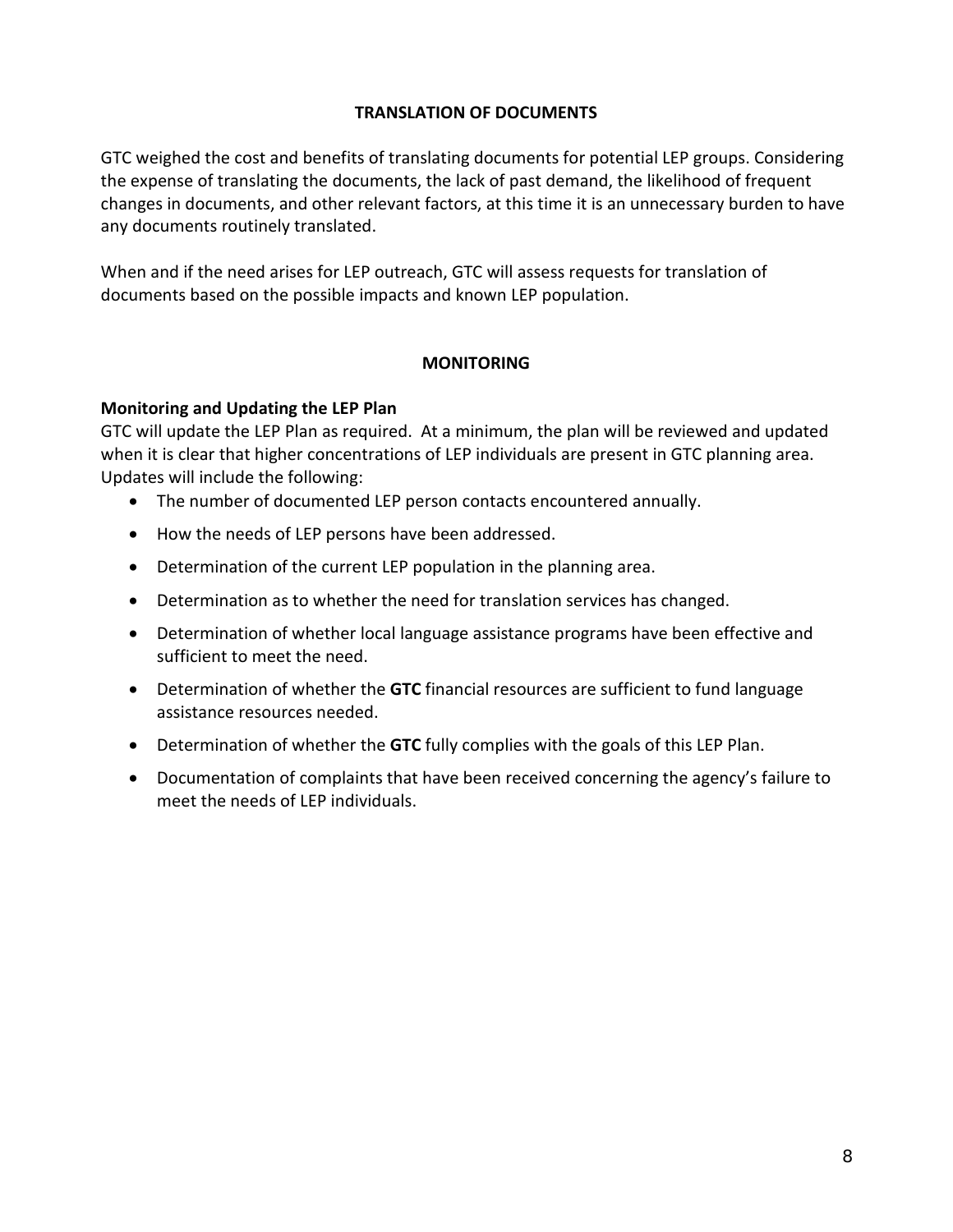## TRANSLATION OF DOCUMENTS

GTC weighed the cost and benefits of translating documents for potential LEP groups. Considering the expense of translating the documents, the lack of past demand, the likelihood of frequent changes in documents, and other relevant factors, at this time it is an unnecessary burden to have any documents routinely translated.

When and if the need arises for LEP outreach, GTC will assess requests for translation of documents based on the possible impacts and known LEP population.

## MONITORING

### Monitoring and Updating the LEP Plan

GTC will update the LEP Plan as required. At a minimum, the plan will be reviewed and updated when it is clear that higher concentrations of LEP individuals are present in GTC planning area. Updates will include the following:

- The number of documented LEP person contacts encountered annually.
- How the needs of LEP persons have been addressed.
- Determination of the current LEP population in the planning area.
- Determination as to whether the need for translation services has changed.
- Determination of whether local language assistance programs have been effective and sufficient to meet the need.
- Determination of whether the **GTC** financial resources are sufficient to fund language assistance resources needed.
- Determination of whether the **GTC** fully complies with the goals of this LEP Plan.
- Documentation of complaints that have been received concerning the agency's failure to meet the needs of LEP individuals.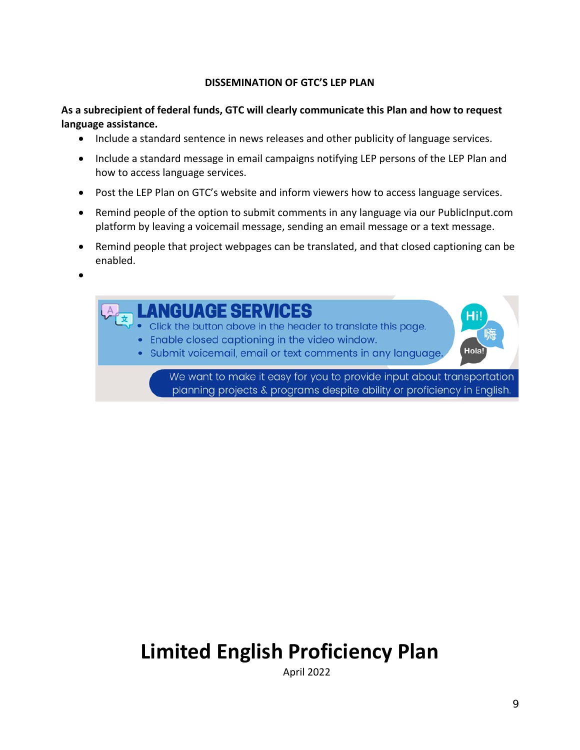## DISSEMINATION OF GTC'S LEP PLAN

**As a subrecipient of federal funds, GTC will clearly communicate this Plan and how to request language assistance.**

- Include a standard sentence in news releases and other publicity of language services.
- Include a standard message in email campaigns notifying LEP persons of the LEP Plan and how to access language services.
- Post the LEP Plan on GTC's website and inform viewers how to access language services.
- Remind people of the option to submit comments in any language via our PublicInput.com platform by leaving a voicemail message, sending an email message or a text message.
- Remind people that project webpages can be translated, and that closed captioning can be enabled.

**LANGUAGE SERVICES**

- Click the button above in the header to translate this page.
- Enable closed captioning in the video window.
- Submit voicemail, email or text comments in any language.

Hi! 嗨 Hola!

We want to make it easy for you to provide input about transportation planning projects & programs despite ability or proficiency in English.